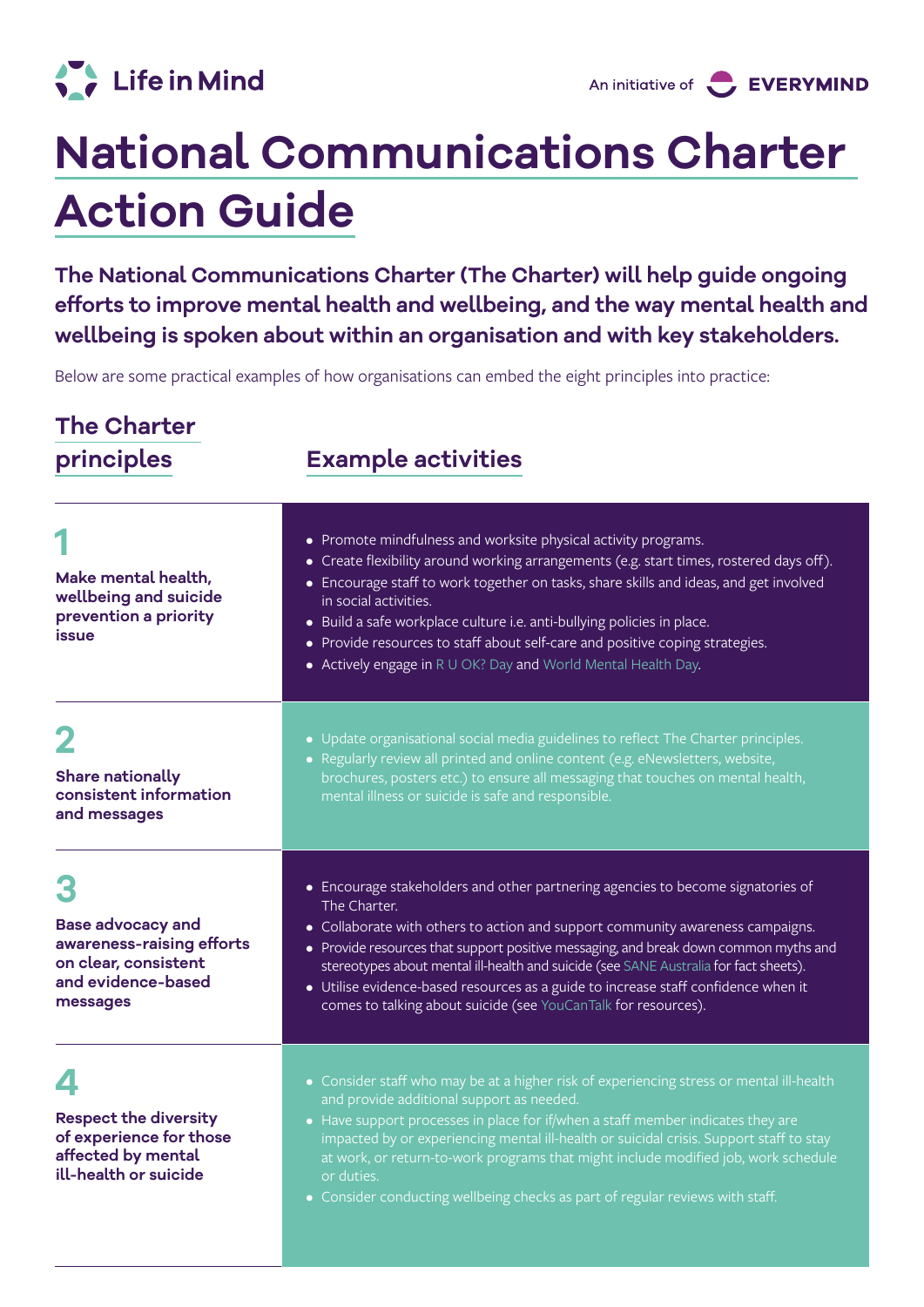Life in Mind

An initiative of EVERYMIND

# National Communications Charter Action Guide

**The National Communications Charter (The Charter) will help guide ongoing efforts to improve mental health and wellbeing, and the way mental health and wellbeing is spoken about within an organisation and with key stakeholders.**

Below are some practical examples of how organisations can embed the eight principles into practice:

| The Charter principles | Example activities |
|---|---|
| **1** **Make mental health, wellbeing and suicide prevention a priority issue** | • Promote mindfulness and worksite physical activity programs.<br>• Create flexibility around working arrangements (e.g. start times, rostered days off).<br>• Encourage staff to work together on tasks, share skills and ideas, and get involved in social activities.<br>• Build a safe workplace culture i.e. anti-bullying policies in place.<br>• Provide resources to staff about self-care and positive coping strategies.<br>• Actively engage in R U OK? Day and World Mental Health Day. |
| **2** **Share nationally consistent information and messages** | • Update organisational social media guidelines to reflect The Charter principles.<br>• Regularly review all printed and online content (e.g. eNewsletters, website, brochures, posters etc.) to ensure all messaging that touches on mental health, mental illness or suicide is safe and responsible. |
| **3** **Base advocacy and awareness-raising efforts on clear, consistent and evidence-based messages** | • Encourage stakeholders and other partnering agencies to become signatories of The Charter.<br>• Collaborate with others to action and support community awareness campaigns.<br>• Provide resources that support positive messaging, and break down common myths and stereotypes about mental ill-health and suicide (see SANE Australia for fact sheets).<br>• Utilise evidence-based resources as a guide to increase staff confidence when it comes to talking about suicide (see YouCanTalk for resources). |
| **4** **Respect the diversity of experience for those affected by mental ill-health or suicide** | • Consider staff who may be at a higher risk of experiencing stress or mental ill-health and provide additional support as needed.<br>• Have support processes in place for if/when a staff member indicates they are impacted by or experiencing mental ill-health or suicidal crisis. Support staff to stay at work, or return-to-work programs that might include modified job, work schedule or duties.<br>• Consider conducting wellbeing checks as part of regular reviews with staff. |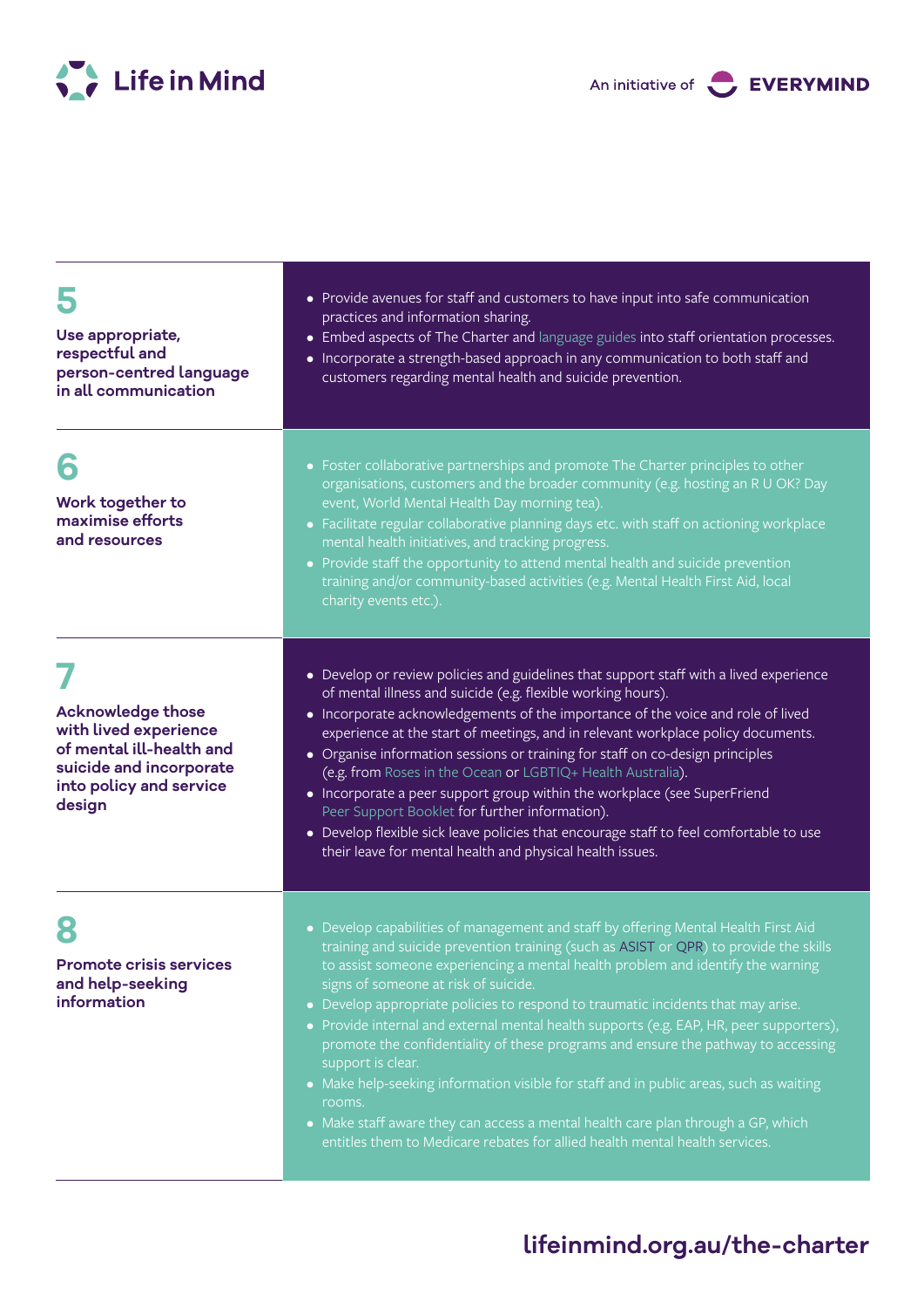Life in Mind

An initiative of EVERYMIND

| | |
|---|---|
| **5**<br>**Use appropriate, respectful and person-centred language in all communication** | • Provide avenues for staff and customers to have input into safe communication practices and information sharing.<br>• Embed aspects of The Charter and language guides into staff orientation processes.<br>• Incorporate a strength-based approach in any communication to both staff and customers regarding mental health and suicide prevention. |
| **6**<br>**Work together to maximise efforts and resources** | • Foster collaborative partnerships and promote The Charter principles to other organisations, customers and the broader community (e.g. hosting an R U OK? Day event, World Mental Health Day morning tea).<br>• Facilitate regular collaborative planning days etc. with staff on actioning workplace mental health initiatives, and tracking progress.<br>• Provide staff the opportunity to attend mental health and suicide prevention training and/or community-based activities (e.g. Mental Health First Aid, local charity events etc.). |
| **7**<br>**Acknowledge those with lived experience of mental ill-health and suicide and incorporate into policy and service design** | • Develop or review policies and guidelines that support staff with a lived experience of mental illness and suicide (e.g. flexible working hours).<br>• Incorporate acknowledgements of the importance of the voice and role of lived experience at the start of meetings, and in relevant workplace policy documents.<br>• Organise information sessions or training for staff on co-design principles (e.g. from Roses in the Ocean or LGBTIQ+ Health Australia).<br>• Incorporate a peer support group within the workplace (see SuperFriend Peer Support Booklet for further information).<br>• Develop flexible sick leave policies that encourage staff to feel comfortable to use their leave for mental health and physical health issues. |
| **8**<br>**Promote crisis services and help-seeking information** | • Develop capabilities of management and staff by offering Mental Health First Aid training and suicide prevention training (such as ASIST or QPR) to provide the skills to assist someone experiencing a mental health problem and identify the warning signs of someone at risk of suicide.<br>• Develop appropriate policies to respond to traumatic incidents that may arise.<br>• Provide internal and external mental health supports (e.g. EAP, HR, peer supporters), promote the confidentiality of these programs and ensure the pathway to accessing support is clear.<br>• Make help-seeking information visible for staff and in public areas, such as waiting rooms.<br>• Make staff aware they can access a mental health care plan through a GP, which entitles them to Medicare rebates for allied health mental health services. |

lifeinmind.org.au/the-charter